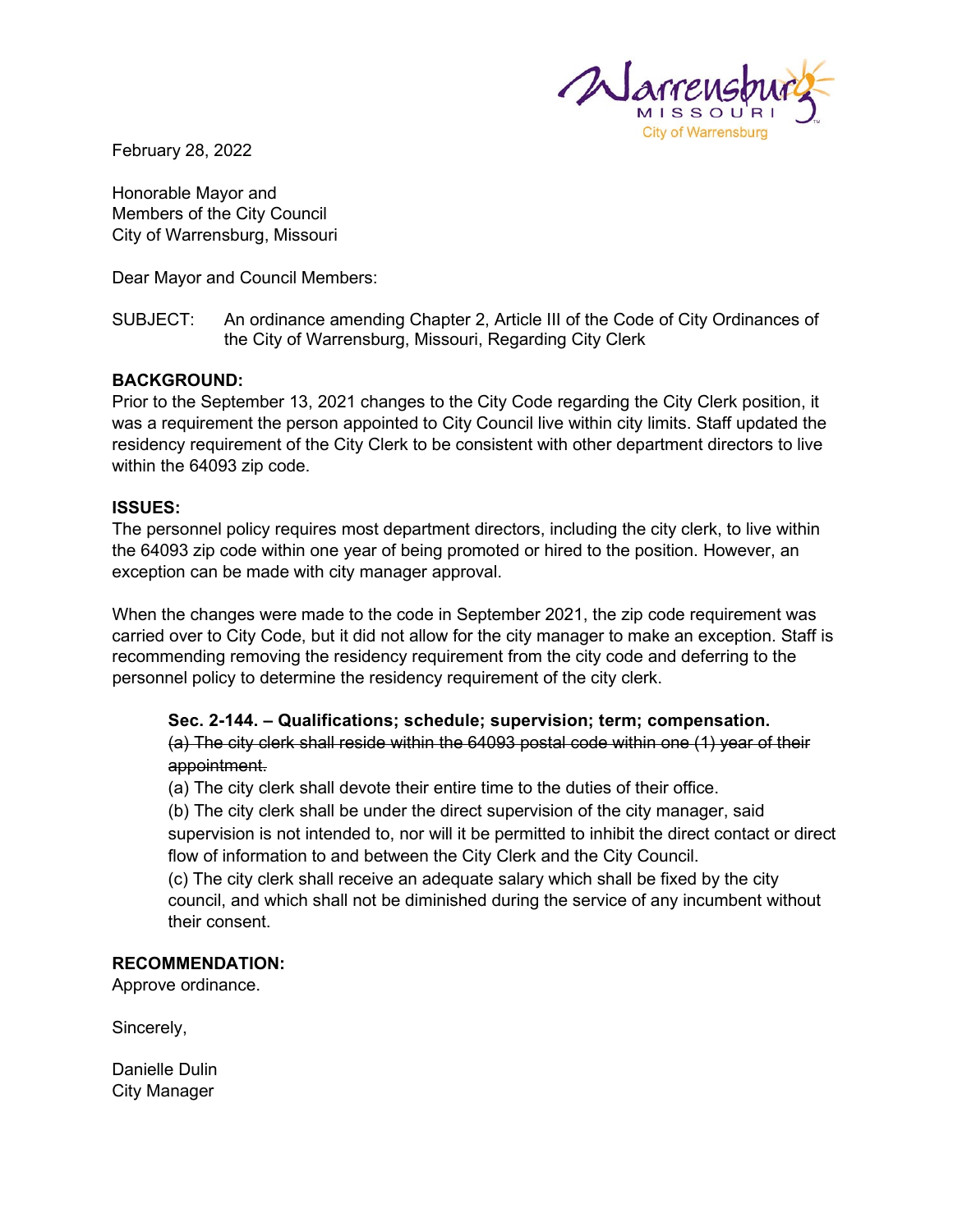February 28, 2022

Honorable Mayor and
Members of the City Council
City of Warrensburg, Missouri

Dear Mayor and Council Members:

SUBJECT: An ordinance amending Chapter 2, Article III of the Code of City Ordinances of the City of Warrensburg, Missouri, Regarding City Clerk

**BACKGROUND:**
Prior to the September 13, 2021 changes to the City Code regarding the City Clerk position, it was a requirement the person appointed to City Council live within city limits. Staff updated the residency requirement of the City Clerk to be consistent with other department directors to live within the 64093 zip code.

**ISSUES:**
The personnel policy requires most department directors, including the city clerk, to live within the 64093 zip code within one year of being promoted or hired to the position. However, an exception can be made with city manager approval.

When the changes were made to the code in September 2021, the zip code requirement was carried over to City Code, but it did not allow for the city manager to make an exception. Staff is recommending removing the residency requirement from the city code and deferring to the personnel policy to determine the residency requirement of the city clerk.

> **Sec. 2-144. – Qualifications; schedule; supervision; term; compensation.**
> ~~(a) The city clerk shall reside within the 64093 postal code within one (1) year of their appointment.~~
> (a) The city clerk shall devote their entire time to the duties of their office.
> (b) The city clerk shall be under the direct supervision of the city manager, said supervision is not intended to, nor will it be permitted to inhibit the direct contact or direct flow of information to and between the City Clerk and the City Council.
> (c) The city clerk shall receive an adequate salary which shall be fixed by the city council, and which shall not be diminished during the service of any incumbent without their consent.

**RECOMMENDATION:**
Approve ordinance.

Sincerely,

Danielle Dulin
City Manager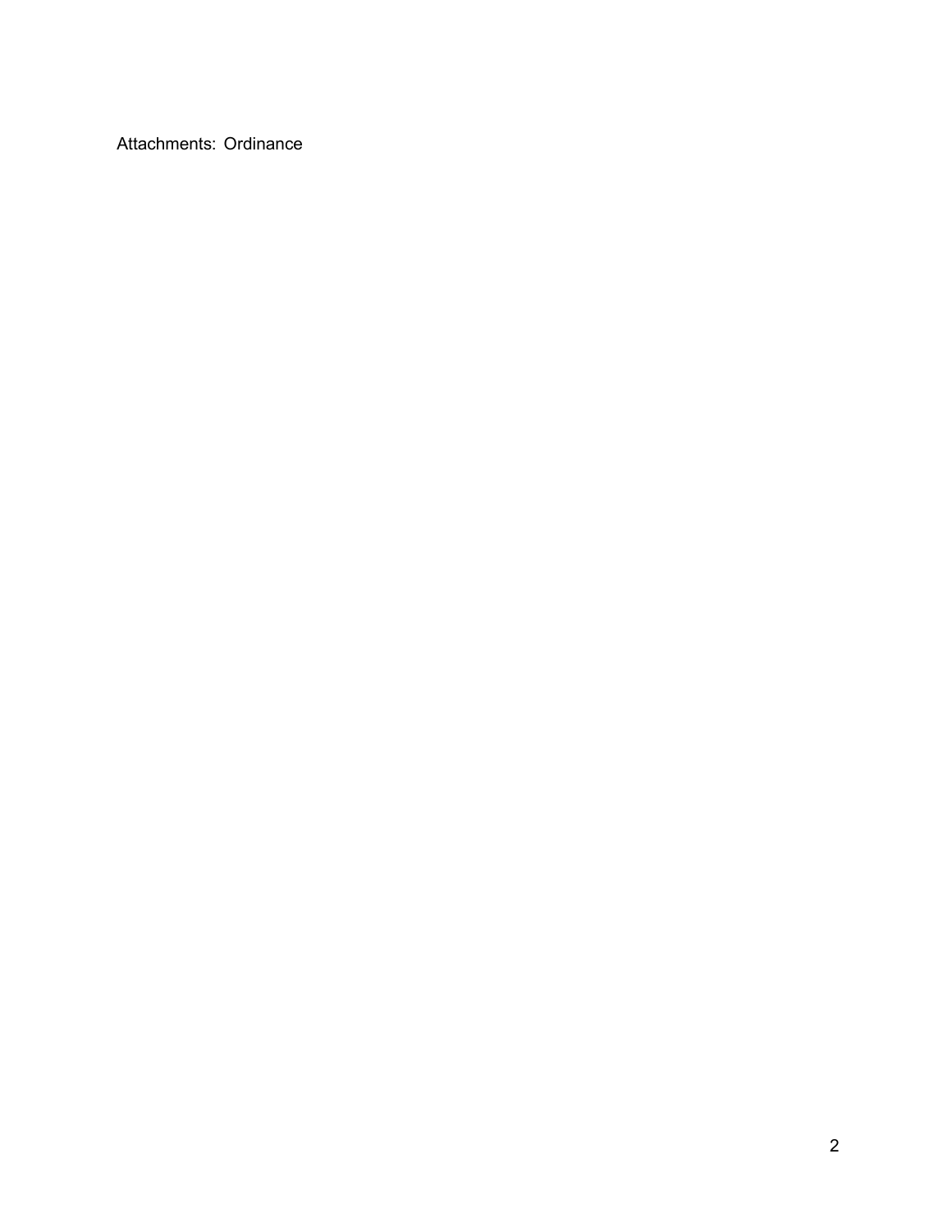Attachments: Ordinance